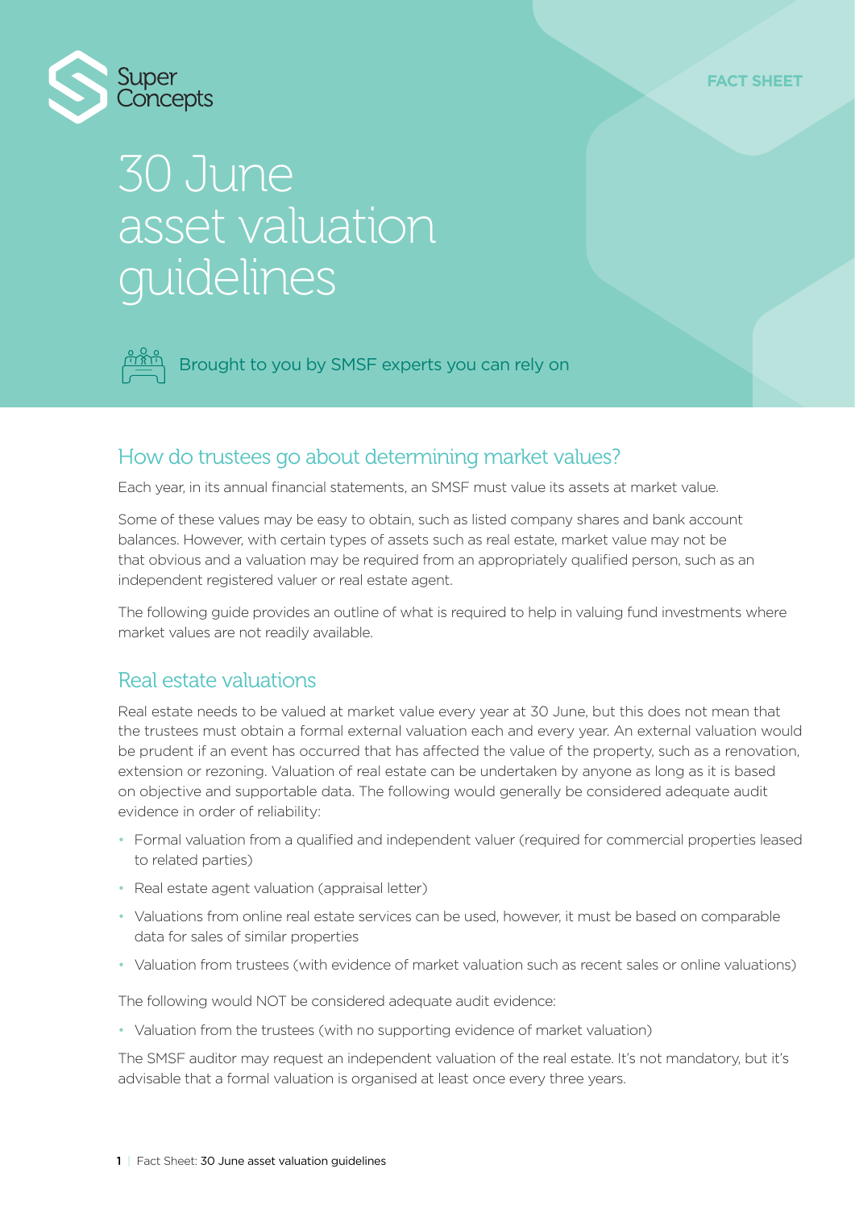Super Concepts

**FACT SHEET**

# 30 June asset valuation guidelines

Brought to you by SMSF experts you can rely on

## How do trustees go about determining market values?

Each year, in its annual financial statements, an SMSF must value its assets at market value.

Some of these values may be easy to obtain, such as listed company shares and bank account balances. However, with certain types of assets such as real estate, market value may not be that obvious and a valuation may be required from an appropriately qualified person, such as an independent registered valuer or real estate agent.

The following guide provides an outline of what is required to help in valuing fund investments where market values are not readily available.

## Real estate valuations

Real estate needs to be valued at market value every year at 30 June, but this does not mean that the trustees must obtain a formal external valuation each and every year. An external valuation would be prudent if an event has occurred that has affected the value of the property, such as a renovation, extension or rezoning. Valuation of real estate can be undertaken by anyone as long as it is based on objective and supportable data. The following would generally be considered adequate audit evidence in order of reliability:

- Formal valuation from a qualified and independent valuer (required for commercial properties leased to related parties)
- Real estate agent valuation (appraisal letter)
- Valuations from online real estate services can be used, however, it must be based on comparable data for sales of similar properties
- Valuation from trustees (with evidence of market valuation such as recent sales or online valuations)

The following would NOT be considered adequate audit evidence:

- Valuation from the trustees (with no supporting evidence of market valuation)

The SMSF auditor may request an independent valuation of the real estate. It's not mandatory, but it's advisable that a formal valuation is organised at least once every three years.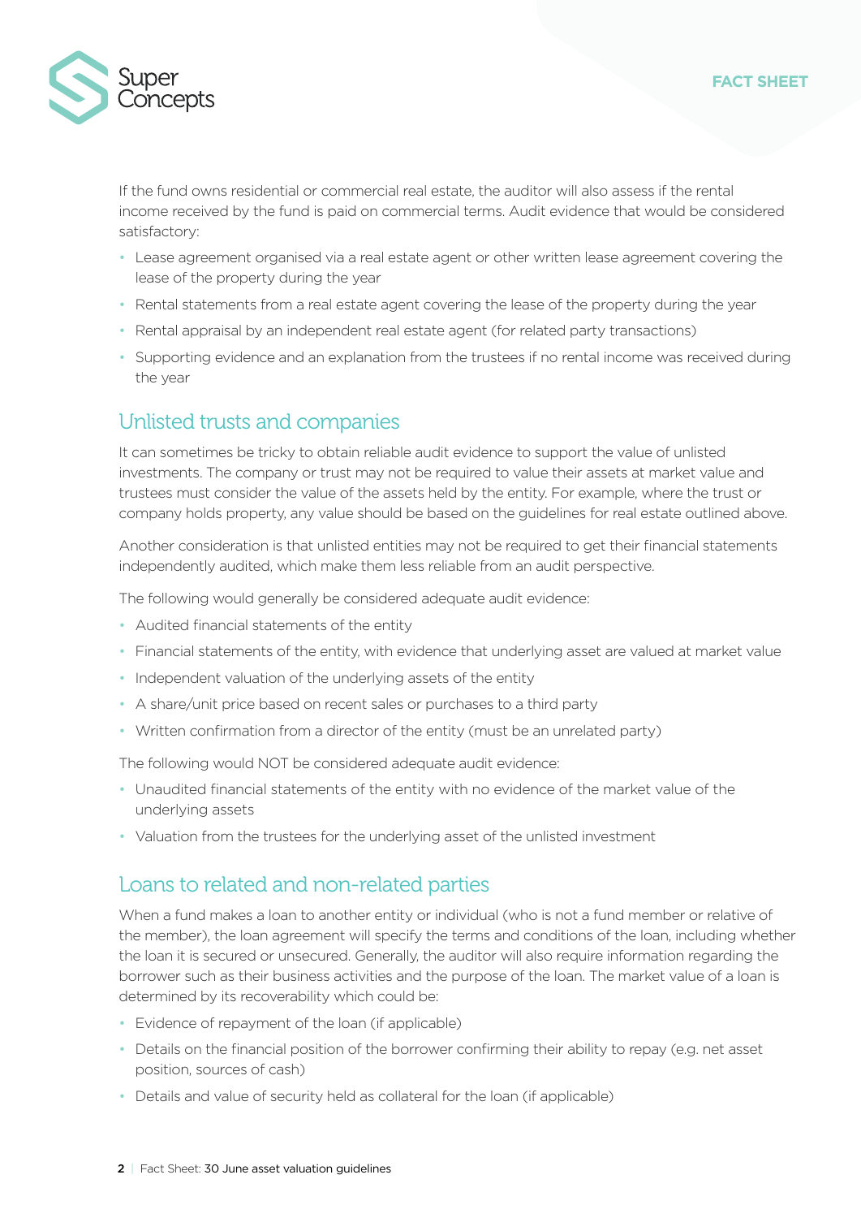If the fund owns residential or commercial real estate, the auditor will also assess if the rental income received by the fund is paid on commercial terms. Audit evidence that would be considered satisfactory:

- Lease agreement organised via a real estate agent or other written lease agreement covering the lease of the property during the year
- Rental statements from a real estate agent covering the lease of the property during the year
- Rental appraisal by an independent real estate agent (for related party transactions)
- Supporting evidence and an explanation from the trustees if no rental income was received during the year

## Unlisted trusts and companies

It can sometimes be tricky to obtain reliable audit evidence to support the value of unlisted investments. The company or trust may not be required to value their assets at market value and trustees must consider the value of the assets held by the entity. For example, where the trust or company holds property, any value should be based on the guidelines for real estate outlined above.

Another consideration is that unlisted entities may not be required to get their financial statements independently audited, which make them less reliable from an audit perspective.

The following would generally be considered adequate audit evidence:

- Audited financial statements of the entity
- Financial statements of the entity, with evidence that underlying asset are valued at market value
- Independent valuation of the underlying assets of the entity
- A share/unit price based on recent sales or purchases to a third party
- Written confirmation from a director of the entity (must be an unrelated party)

The following would NOT be considered adequate audit evidence:

- Unaudited financial statements of the entity with no evidence of the market value of the underlying assets
- Valuation from the trustees for the underlying asset of the unlisted investment

## Loans to related and non-related parties

When a fund makes a loan to another entity or individual (who is not a fund member or relative of the member), the loan agreement will specify the terms and conditions of the loan, including whether the loan it is secured or unsecured. Generally, the auditor will also require information regarding the borrower such as their business activities and the purpose of the loan. The market value of a loan is determined by its recoverability which could be:

- Evidence of repayment of the loan (if applicable)
- Details on the financial position of the borrower confirming their ability to repay (e.g. net asset position, sources of cash)
- Details and value of security held as collateral for the loan (if applicable)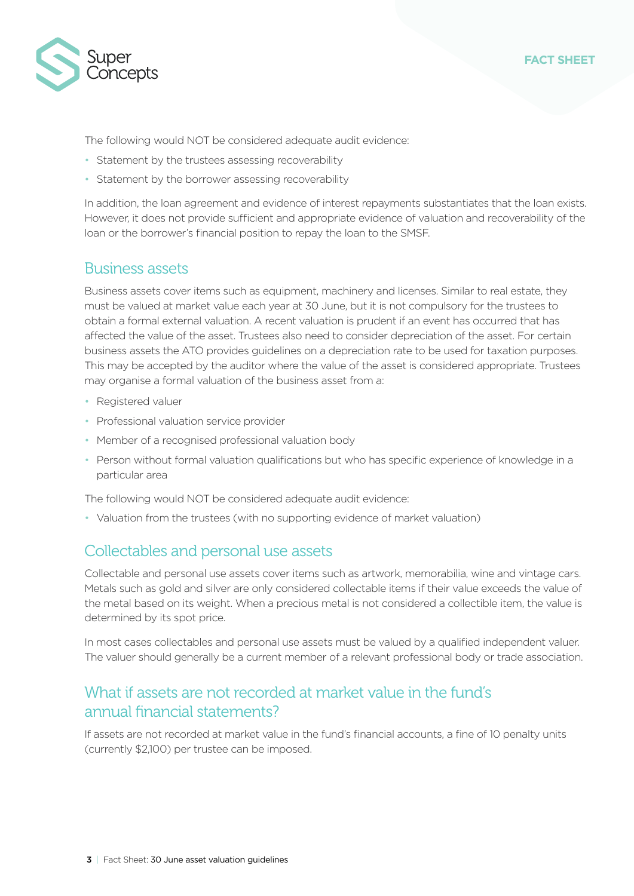The following would NOT be considered adequate audit evidence:

- Statement by the trustees assessing recoverability
- Statement by the borrower assessing recoverability

In addition, the loan agreement and evidence of interest repayments substantiates that the loan exists. However, it does not provide sufficient and appropriate evidence of valuation and recoverability of the loan or the borrower's financial position to repay the loan to the SMSF.

## Business assets

Business assets cover items such as equipment, machinery and licenses. Similar to real estate, they must be valued at market value each year at 30 June, but it is not compulsory for the trustees to obtain a formal external valuation. A recent valuation is prudent if an event has occurred that has affected the value of the asset. Trustees also need to consider depreciation of the asset. For certain business assets the ATO provides guidelines on a depreciation rate to be used for taxation purposes. This may be accepted by the auditor where the value of the asset is considered appropriate. Trustees may organise a formal valuation of the business asset from a:

- Registered valuer
- Professional valuation service provider
- Member of a recognised professional valuation body
- Person without formal valuation qualifications but who has specific experience of knowledge in a particular area

The following would NOT be considered adequate audit evidence:

- Valuation from the trustees (with no supporting evidence of market valuation)

## Collectables and personal use assets

Collectable and personal use assets cover items such as artwork, memorabilia, wine and vintage cars. Metals such as gold and silver are only considered collectable items if their value exceeds the value of the metal based on its weight. When a precious metal is not considered a collectible item, the value is determined by its spot price.

In most cases collectables and personal use assets must be valued by a qualified independent valuer. The valuer should generally be a current member of a relevant professional body or trade association.

## What if assets are not recorded at market value in the fund's annual financial statements?

If assets are not recorded at market value in the fund's financial accounts, a fine of 10 penalty units (currently $2,100) per trustee can be imposed.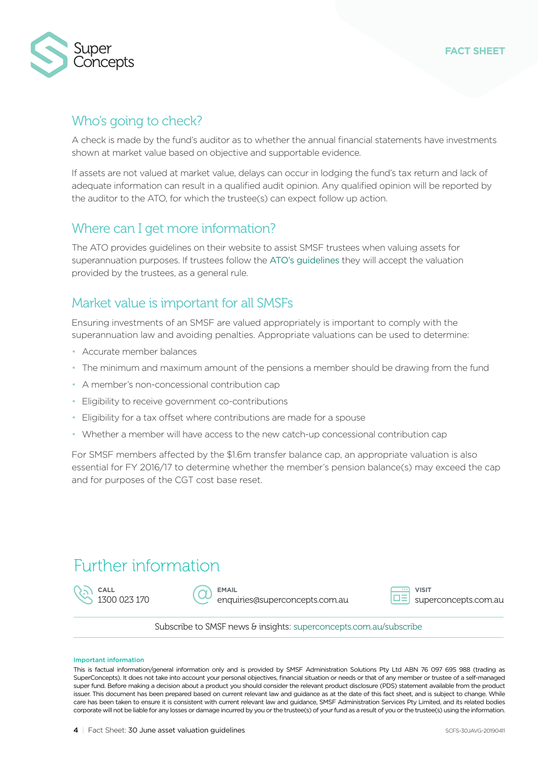## Who's going to check?

A check is made by the fund's auditor as to whether the annual financial statements have investments shown at market value based on objective and supportable evidence.

If assets are not valued at market value, delays can occur in lodging the fund's tax return and lack of adequate information can result in a qualified audit opinion. Any qualified opinion will be reported by the auditor to the ATO, for which the trustee(s) can expect follow up action.

## Where can I get more information?

The ATO provides guidelines on their website to assist SMSF trustees when valuing assets for superannuation purposes. If trustees follow the ATO's guidelines they will accept the valuation provided by the trustees, as a general rule.

## Market value is important for all SMSFs

Ensuring investments of an SMSF are valued appropriately is important to comply with the superannuation law and avoiding penalties. Appropriate valuations can be used to determine:

- Accurate member balances
- The minimum and maximum amount of the pensions a member should be drawing from the fund
- A member's non-concessional contribution cap
- Eligibility to receive government co-contributions
- Eligibility for a tax offset where contributions are made for a spouse
- Whether a member will have access to the new catch-up concessional contribution cap

For SMSF members affected by the $1.6m transfer balance cap, an appropriate valuation is also essential for FY 2016/17 to determine whether the member's pension balance(s) may exceed the cap and for purposes of the CGT cost base reset.

# Further information

**CALL**
1300 023 170

**EMAIL**
enquiries@superconcepts.com.au

**VISIT**
superconcepts.com.au

Subscribe to SMSF news & insights: superconcepts.com.au/subscribe

**Important information**

This is factual information/general information only and is provided by SMSF Administration Solutions Pty Ltd ABN 76 097 695 988 (trading as SuperConcepts). It does not take into account your personal objectives, financial situation or needs or that of any member or trustee of a self-managed super fund. Before making a decision about a product you should consider the relevant product disclosure (PDS) statement available from the product issuer. This document has been prepared based on current relevant law and guidance as at the date of this fact sheet, and is subject to change. While care has been taken to ensure it is consistent with current relevant law and guidance, SMSF Administration Services Pty Limited, and its related bodies corporate will not be liable for any losses or damage incurred by you or the trustee(s) of your fund as a result of you or the trustee(s) using the information.